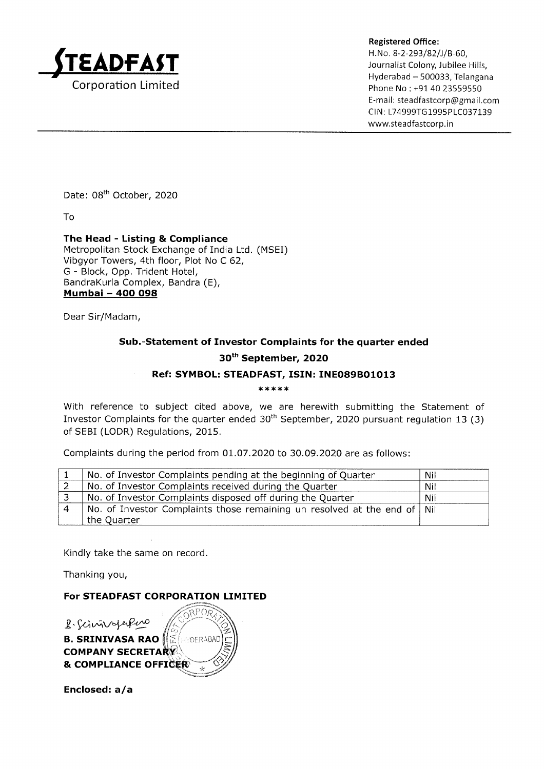**STEADFAST**
Corporation Limited

**Registered Office:**
H.No. 8-2-293/82/J/B-60,
Journalist Colony, Jubilee Hills,
Hyderabad – 500033, Telangana
Phone No : +91 40 23559550
E-mail: steadfastcorp@gmail.com
CIN: L74999TG1995PLC037139
www.steadfastcorp.in

Date: 08th October, 2020

To

**The Head - Listing & Compliance**
Metropolitan Stock Exchange of India Ltd. (MSEI)
Vibgyor Towers, 4th floor, Plot No C 62,
G - Block, Opp. Trident Hotel,
BandraKurla Complex, Bandra (E),
**Mumbai – 400 098**

Dear Sir/Madam,

**Sub.-Statement of Investor Complaints for the quarter ended 30th September, 2020**

**Ref: SYMBOL: STEADFAST, ISIN: INE089B01013**

*****

With reference to subject cited above, we are herewith submitting the Statement of Investor Complaints for the quarter ended 30th September, 2020 pursuant regulation 13 (3) of SEBI (LODR) Regulations, 2015.

Complaints during the period from 01.07.2020 to 30.09.2020 are as follows:

| | | |
|---|---|---|
| 1 | No. of Investor Complaints pending at the beginning of Quarter | Nil |
| 2 | No. of Investor Complaints received during the Quarter | Nil |
| 3 | No. of Investor Complaints disposed off during the Quarter | Nil |
| 4 | No. of Investor Complaints those remaining un resolved at the end of the Quarter | Nil |

Kindly take the same on record.

Thanking you,

**For STEADFAST CORPORATION LIMITED**

B. Srinivasa Rao

**B. SRINIVASA RAO**
**COMPANY SECRETARY**
**& COMPLIANCE OFFICER**

**Enclosed: a/a**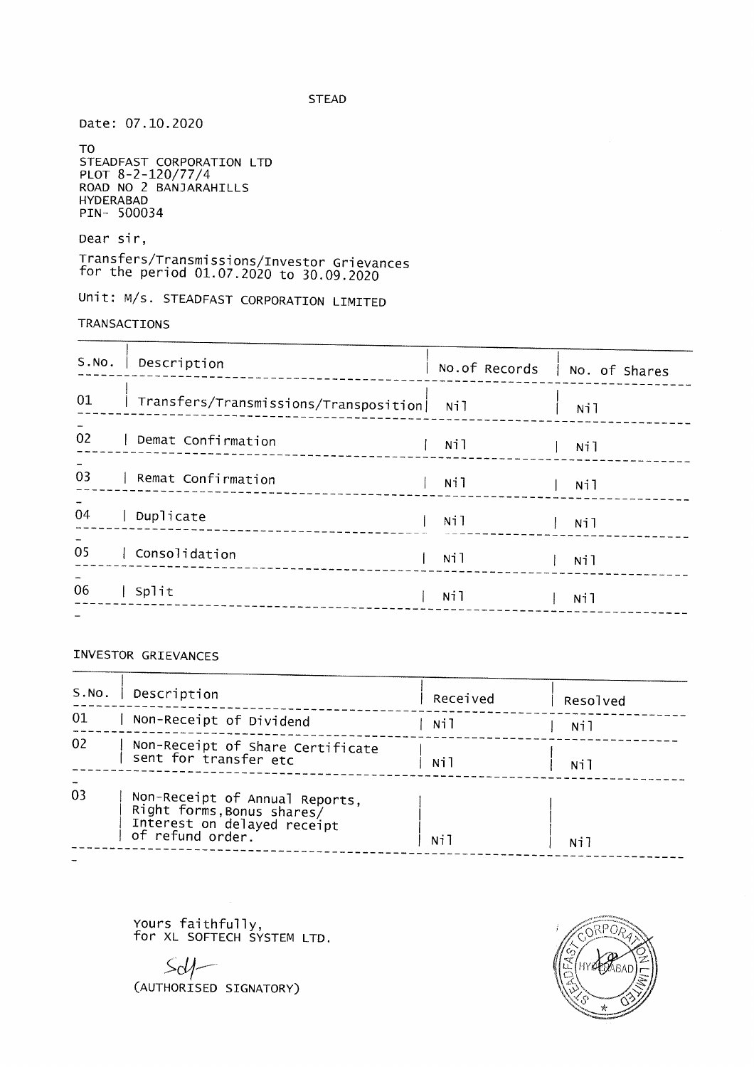STEAD

Date: 07.10.2020

TO
STEADFAST CORPORATION LTD
PLOT 8-2-120/77/4
ROAD NO 2 BANJARAHILLS
HYDERABAD
PIN- 500034

Dear sir,

Transfers/Transmissions/Investor Grievances for the period 01.07.2020 to 30.09.2020

Unit: M/s. STEADFAST CORPORATION LIMITED

TRANSACTIONS

| S.No. | Description | No.of Records | No. of Shares |
|---|---|---|---|
| 01 | Transfers/Transmissions/Transposition | Nil | Nil |
| 02 | Demat Confirmation | Nil | Nil |
| 03 | Remat Confirmation | Nil | Nil |
| 04 | Duplicate | Nil | Nil |
| 05 | Consolidation | Nil | Nil |
| 06 | Split | Nil | Nil |

INVESTOR GRIEVANCES

| S.No. | Description | Received | Resolved |
|---|---|---|---|
| 01 | Non-Receipt of Dividend | Nil | Nil |
| 02 | Non-Receipt of Share Certificate sent for transfer etc | Nil | Nil |
| 03 | Non-Receipt of Annual Reports, Right forms, Bonus shares/ Interest on delayed receipt of refund order. | Nil | Nil |

Yours faithfully,
for XL SOFTECH SYSTEM LTD.

Sd/-
(AUTHORISED SIGNATORY)

STEADFAST CORPORATION LIMITED
HYDERABAD